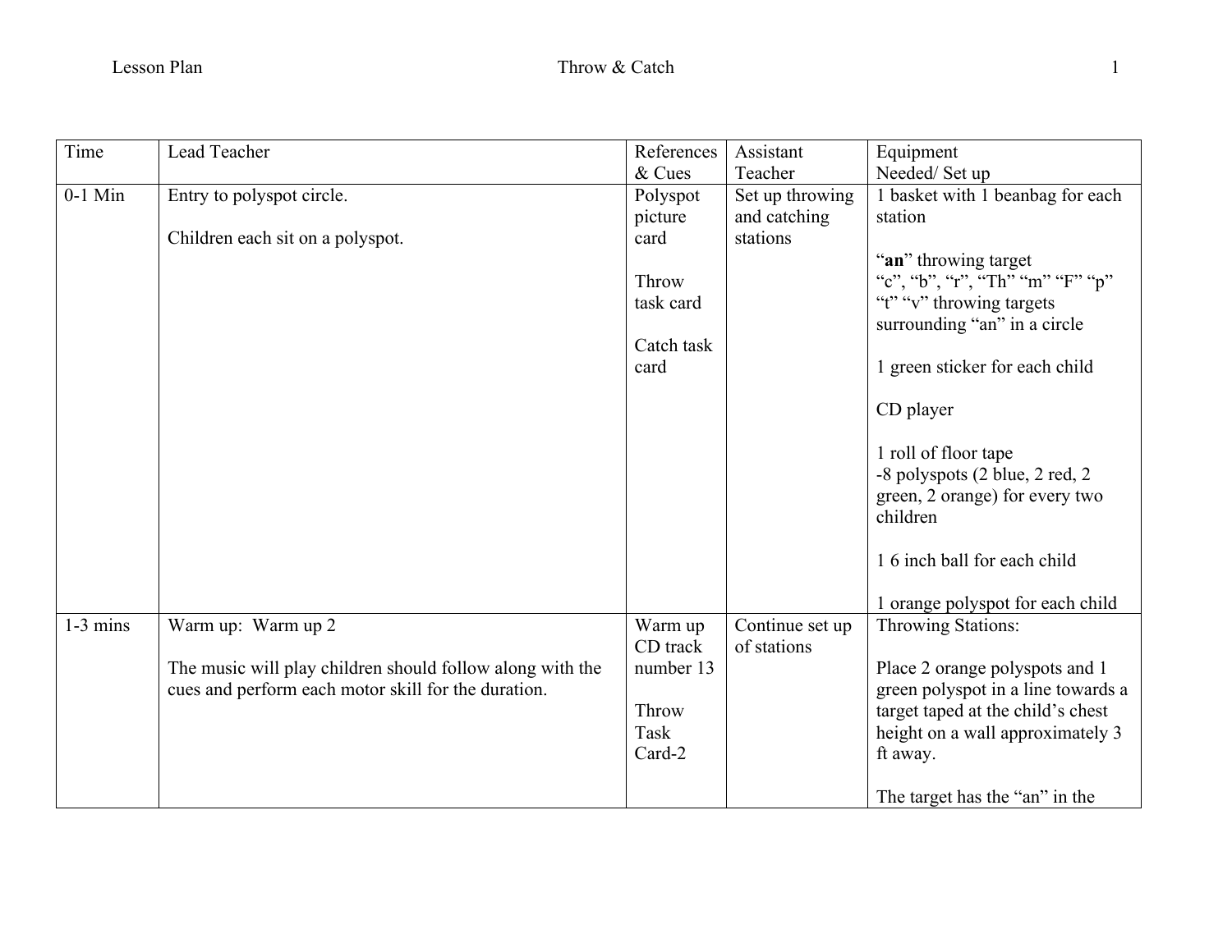| Time | Lead Teacher | References & Cues | Assistant Teacher | Equipment Needed/ Set up |
|---|---|---|---|---|
| 0-1 Min | Entry to polyspot circle.<br><br>Children each sit on a polyspot. | Polyspot picture card<br><br>Throw task card<br><br>Catch task card | Set up throwing and catching stations | 1 basket with 1 beanbag for each station<br><br>"**an**" throwing target<br>"c", "b", "r", "Th" "m" "F" "p" "t" "v" throwing targets surrounding "an" in a circle<br><br>1 green sticker for each child<br><br>CD player<br><br>1 roll of floor tape<br>-8 polyspots (2 blue, 2 red, 2 green, 2 orange) for every two children<br><br>1 6 inch ball for each child<br><br>1 orange polyspot for each child |
| 1-3 mins | Warm up: Warm up 2<br><br>The music will play children should follow along with the cues and perform each motor skill for the duration. | Warm up CD track number 13<br><br>Throw Task Card-2 | Continue set up of stations | Throwing Stations:<br><br>Place 2 orange polyspots and 1 green polyspot in a line towards a target taped at the child's chest height on a wall approximately 3 ft away.<br><br>The target has the "an" in the |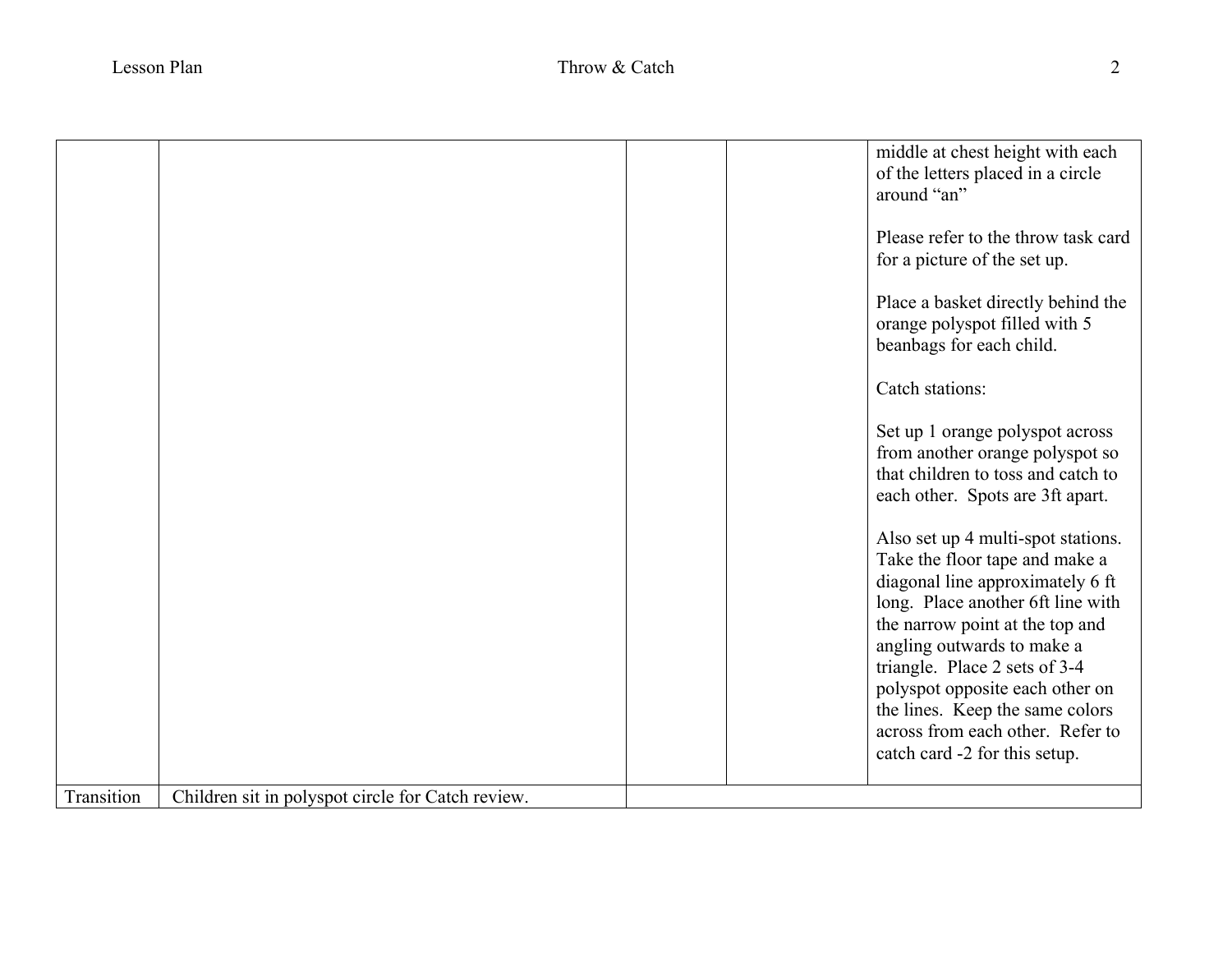| | | | | |
|---|---|---|---|---|
| | | | | middle at chest height with each of the letters placed in a circle around "an"<br><br>Please refer to the throw task card for a picture of the set up.<br><br>Place a basket directly behind the orange polyspot filled with 5 beanbags for each child.<br><br>Catch stations:<br><br>Set up 1 orange polyspot across from another orange polyspot so that children to toss and catch to each other. Spots are 3ft apart.<br><br>Also set up 4 multi-spot stations. Take the floor tape and make a diagonal line approximately 6 ft long. Place another 6ft line with the narrow point at the top and angling outwards to make a triangle. Place 2 sets of 3-4 polyspot opposite each other on the lines. Keep the same colors across from each other. Refer to catch card -2 for this setup. |
| Transition | Children sit in polyspot circle for Catch review. | | | |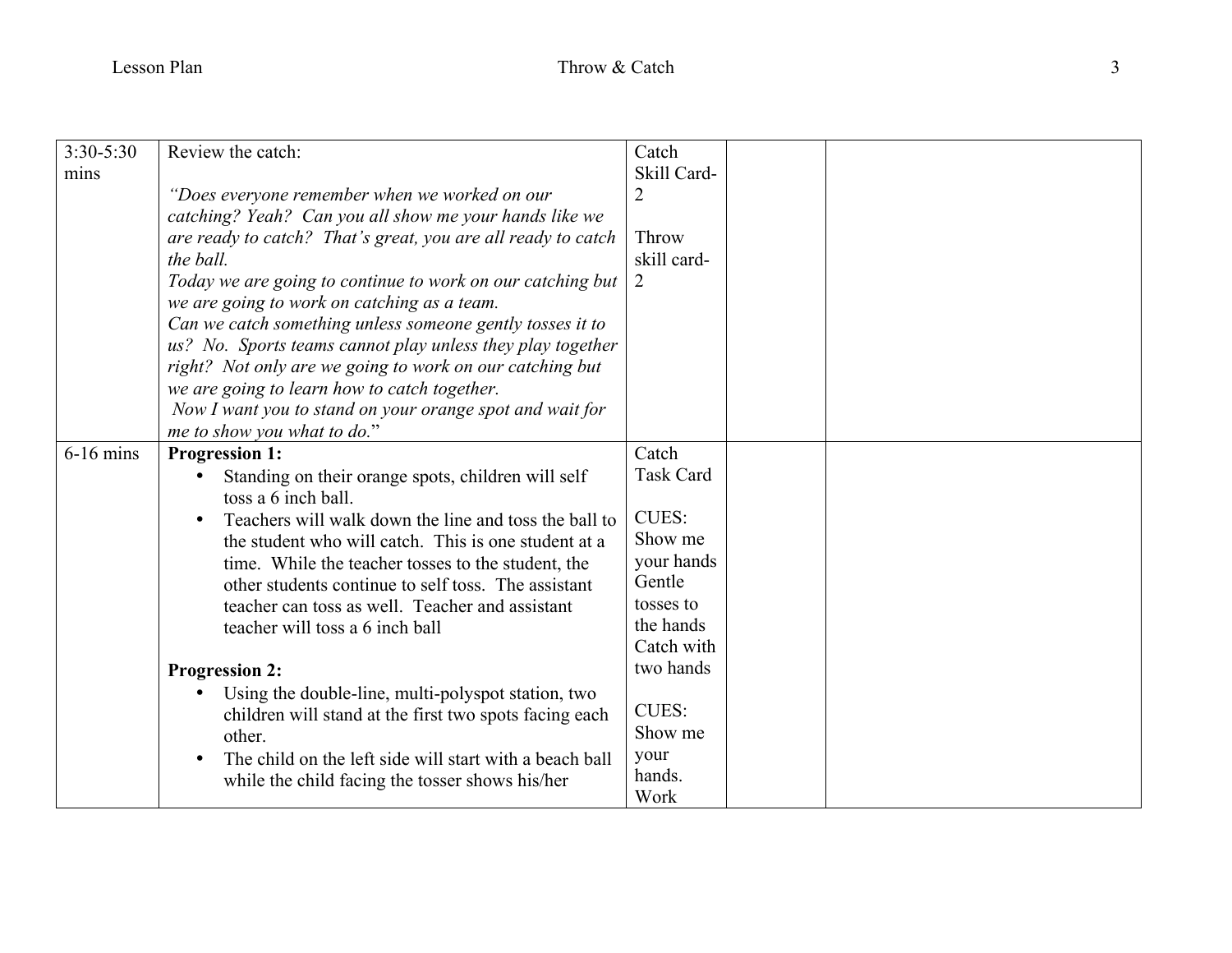| | | | | |
|---|---|---|---|---|
| 3:30-5:30 mins | Review the catch:<br><br>*"Does everyone remember when we worked on our catching? Yeah? Can you all show me your hands like we are ready to catch? That's great, you are all ready to catch the ball.*<br>*Today we are going to continue to work on our catching but we are going to work on catching as a team.*<br>*Can we catch something unless someone gently tosses it to us? No. Sports teams cannot play unless they play together right? Not only are we going to work on our catching but we are going to learn how to catch together.*<br>*Now I want you to stand on your orange spot and wait for me to show you what to do.*" | Catch Skill Card-2<br><br>Throw skill card-2 | | |
| 6-16 mins | **Progression 1:**<br>• Standing on their orange spots, children will self toss a 6 inch ball.<br>• Teachers will walk down the line and toss the ball to the student who will catch. This is one student at a time. While the teacher tosses to the student, the other students continue to self toss. The assistant teacher can toss as well. Teacher and assistant teacher will toss a 6 inch ball<br><br>**Progression 2:**<br>• Using the double-line, multi-polyspot station, two children will stand at the first two spots facing each other.<br>• The child on the left side will start with a beach ball while the child facing the tosser shows his/her | Catch Task Card<br><br>CUES:<br>Show me your hands<br>Gentle tosses to the hands<br>Catch with two hands<br><br>CUES:<br>Show me your hands.<br>Work | | |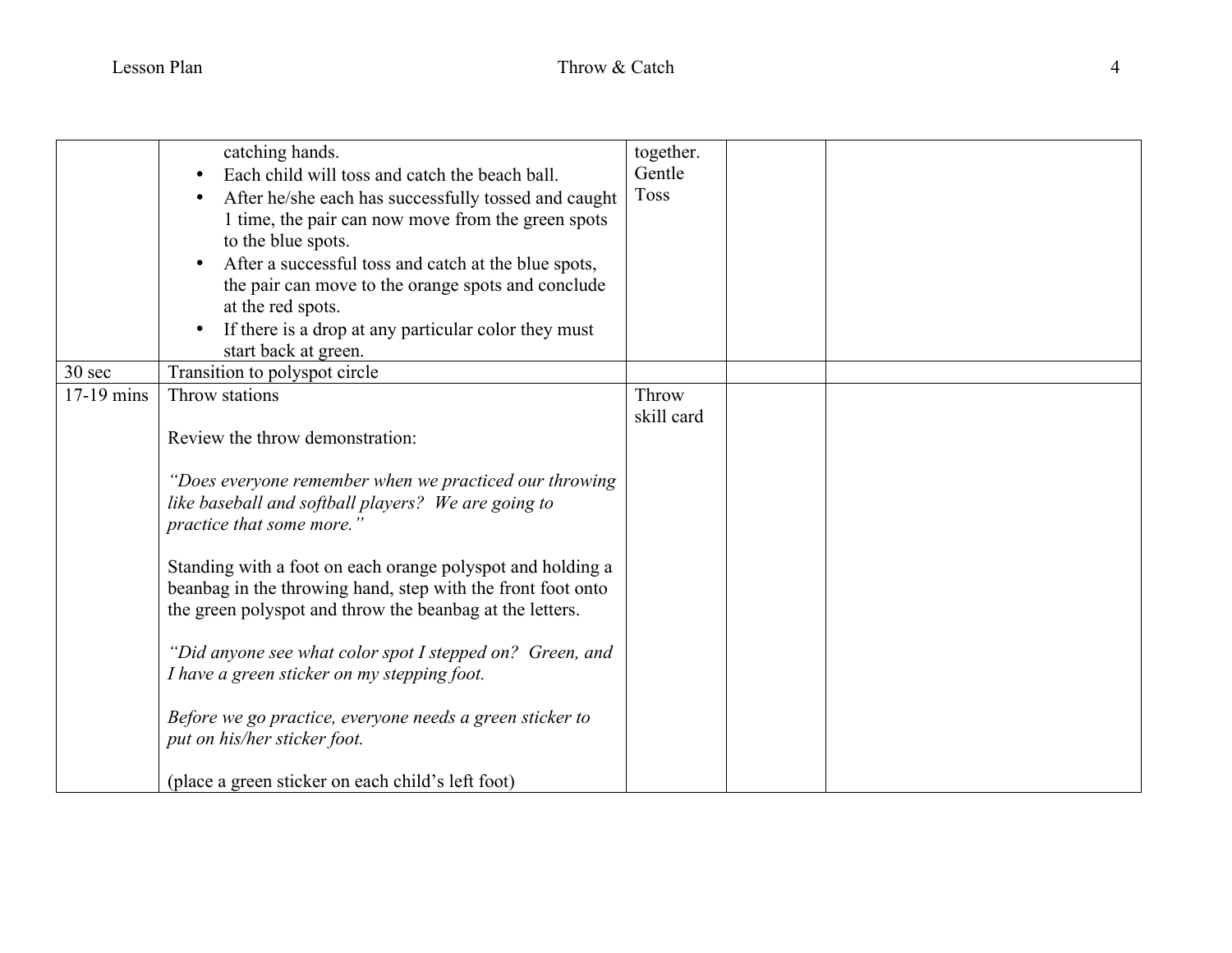| | | | | |
|---|---|---|---|---|
| | catching hands.<br>• Each child will toss and catch the beach ball.<br>• After he/she each has successfully tossed and caught 1 time, the pair can now move from the green spots to the blue spots.<br>• After a successful toss and catch at the blue spots, the pair can move to the orange spots and conclude at the red spots.<br>• If there is a drop at any particular color they must start back at green. | together. Gentle Toss | | |
| 30 sec | Transition to polyspot circle | | | |
| 17-19 mins | Throw stations<br><br>Review the throw demonstration:<br><br>*"Does everyone remember when we practiced our throwing like baseball and softball players? We are going to practice that some more."*<br><br>Standing with a foot on each orange polyspot and holding a beanbag in the throwing hand, step with the front foot onto the green polyspot and throw the beanbag at the letters.<br><br>*"Did anyone see what color spot I stepped on? Green, and I have a green sticker on my stepping foot.*<br><br>*Before we go practice, everyone needs a green sticker to put on his/her sticker foot.*<br><br>(place a green sticker on each child's left foot) | Throw skill card | | |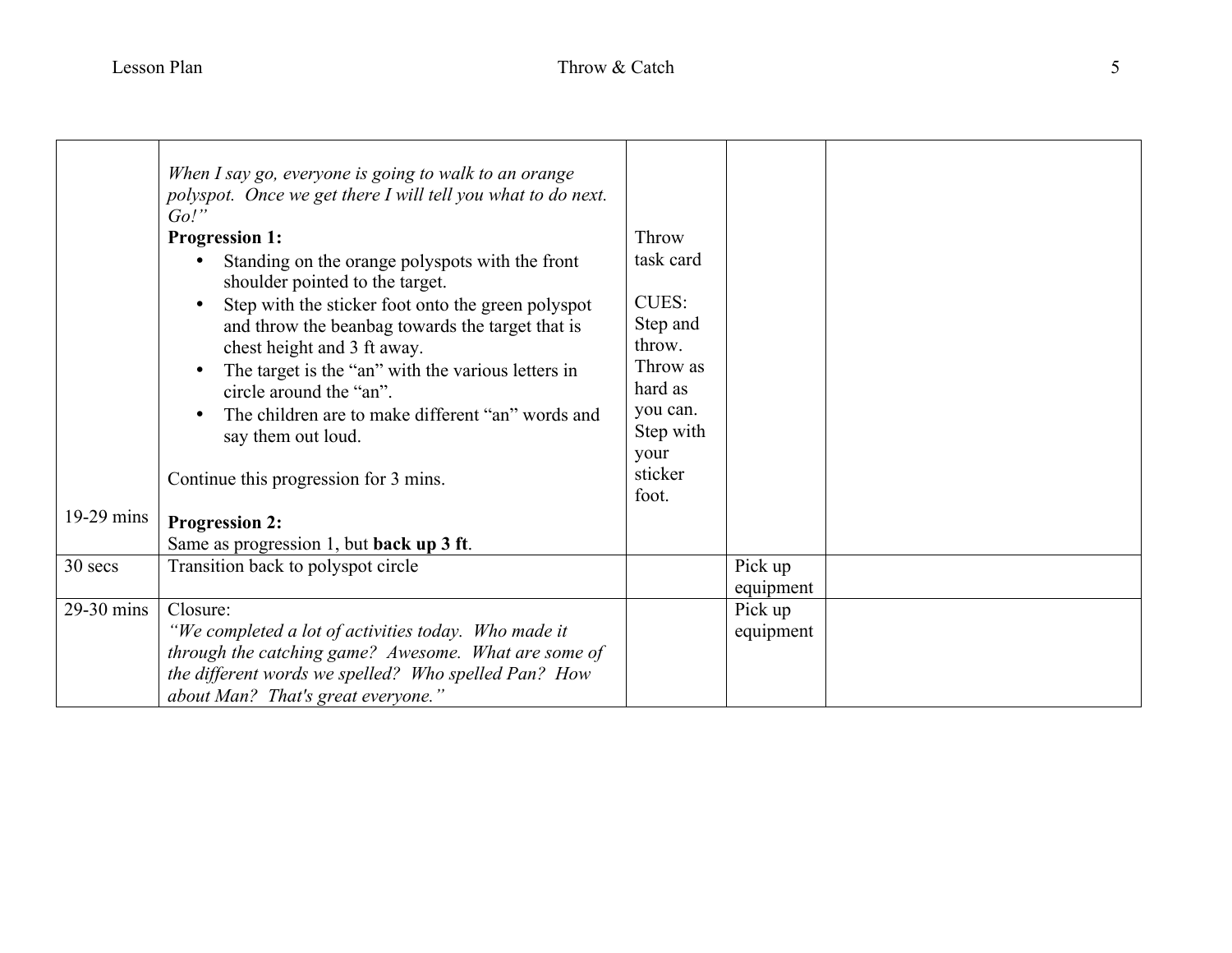| | | | | |
|---|---|---|---|---|
| 19-29 mins | *When I say go, everyone is going to walk to an orange polyspot. Once we get there I will tell you what to do next. Go!"*<br>**Progression 1:**<br>• Standing on the orange polyspots with the front shoulder pointed to the target.<br>• Step with the sticker foot onto the green polyspot and throw the beanbag towards the target that is chest height and 3 ft away.<br>• The target is the "an" with the various letters in circle around the "an".<br>• The children are to make different "an" words and say them out loud.<br><br>Continue this progression for 3 mins.<br><br>**Progression 2:**<br>Same as progression 1, but **back up 3 ft**. | Throw task card<br><br>CUES:<br>Step and throw.<br>Throw as hard as you can.<br>Step with your sticker foot. | | |
| 30 secs | Transition back to polyspot circle | | Pick up equipment | |
| 29-30 mins | Closure:<br>*"We completed a lot of activities today. Who made it through the catching game? Awesome. What are some of the different words we spelled? Who spelled Pan? How about Man? That's great everyone."* | | Pick up equipment | |